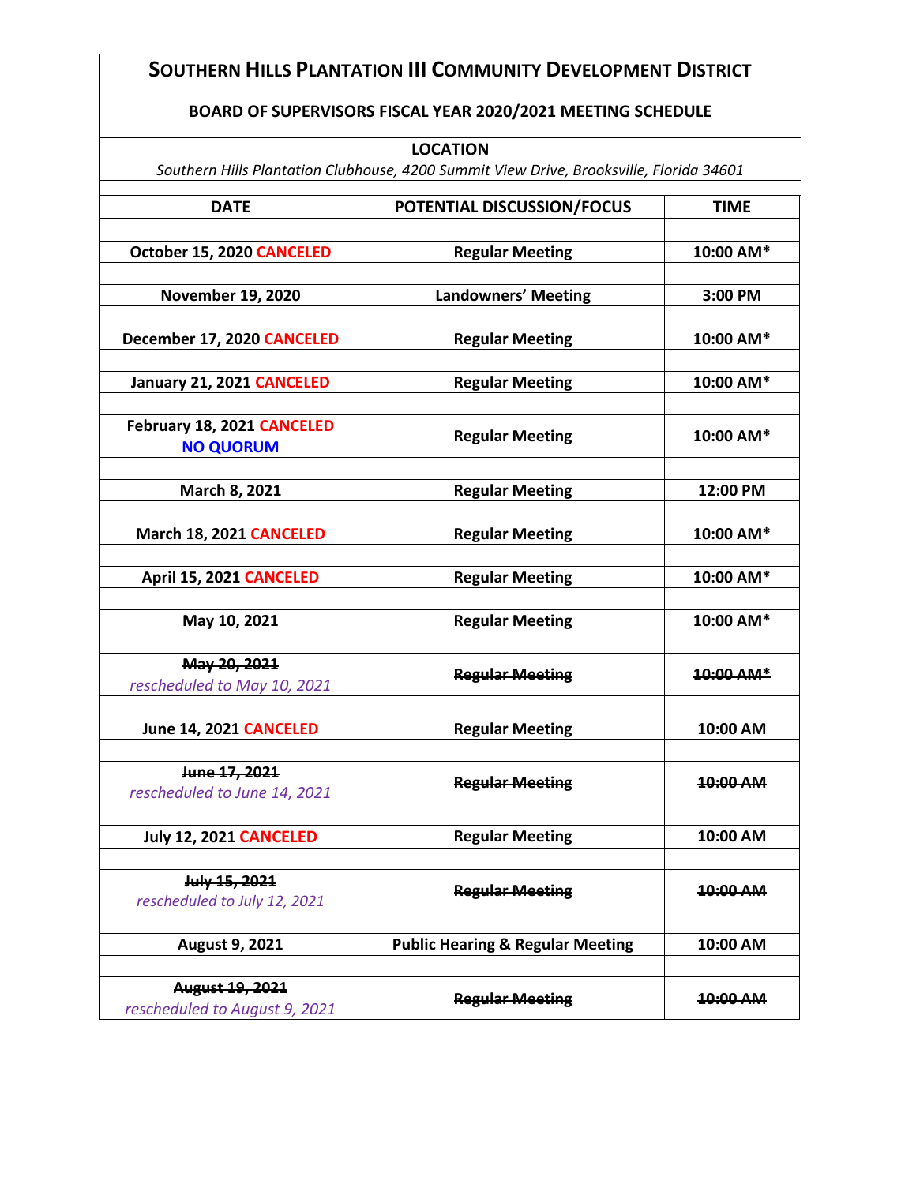# SOUTHERN HILLS PLANTATION III COMMUNITY DEVELOPMENT DISTRICT

## BOARD OF SUPERVISORS FISCAL YEAR 2020/2021 MEETING SCHEDULE

**LOCATION**

*Southern Hills Plantation Clubhouse, 4200 Summit View Drive, Brooksville, Florida 34601*

| DATE | POTENTIAL DISCUSSION/FOCUS | TIME |
|---|---|---|
| October 15, 2020 CANCELED | Regular Meeting | 10:00 AM* |
| November 19, 2020 | Landowners' Meeting | 3:00 PM |
| December 17, 2020 CANCELED | Regular Meeting | 10:00 AM* |
| January 21, 2021 CANCELED | Regular Meeting | 10:00 AM* |
| February 18, 2021 CANCELED NO QUORUM | Regular Meeting | 10:00 AM* |
| March 8, 2021 | Regular Meeting | 12:00 PM |
| March 18, 2021 CANCELED | Regular Meeting | 10:00 AM* |
| April 15, 2021 CANCELED | Regular Meeting | 10:00 AM* |
| May 10, 2021 | Regular Meeting | 10:00 AM* |
| ~~May 20, 2021~~ *rescheduled to May 10, 2021* | ~~Regular Meeting~~ | ~~10:00 AM*~~ |
| June 14, 2021 CANCELED | Regular Meeting | 10:00 AM |
| ~~June 17, 2021~~ *rescheduled to June 14, 2021* | ~~Regular Meeting~~ | ~~10:00 AM~~ |
| July 12, 2021 CANCELED | Regular Meeting | 10:00 AM |
| ~~July 15, 2021~~ *rescheduled to July 12, 2021* | ~~Regular Meeting~~ | ~~10:00 AM~~ |
| August 9, 2021 | Public Hearing & Regular Meeting | 10:00 AM |
| ~~August 19, 2021~~ *rescheduled to August 9, 2021* | ~~Regular Meeting~~ | ~~10:00 AM~~ |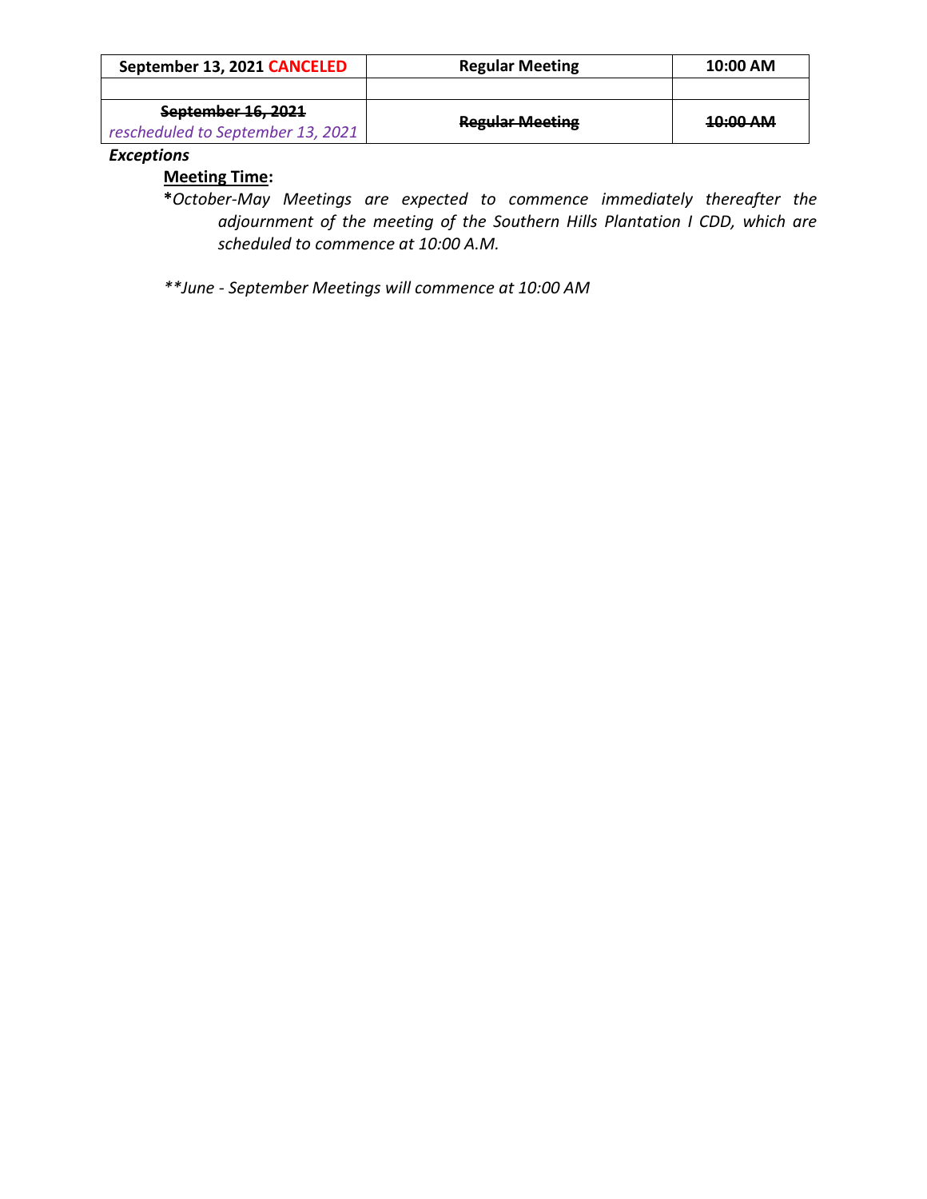| | | |
|---|---|---|
| **September 13, 2021 CANCELED** | **Regular Meeting** | **10:00 AM** |
| | | |
| ~~**September 16, 2021**~~ *rescheduled to September 13, 2021* | ~~**Regular Meeting**~~ | ~~**10:00 AM**~~ |

***Exceptions***

**Meeting Time:**

***October-May Meetings are expected to commence immediately thereafter the adjournment of the meeting of the Southern Hills Plantation I CDD, which are scheduled to commence at 10:00 A.M.*

*\*\*June - September Meetings will commence at 10:00 AM*